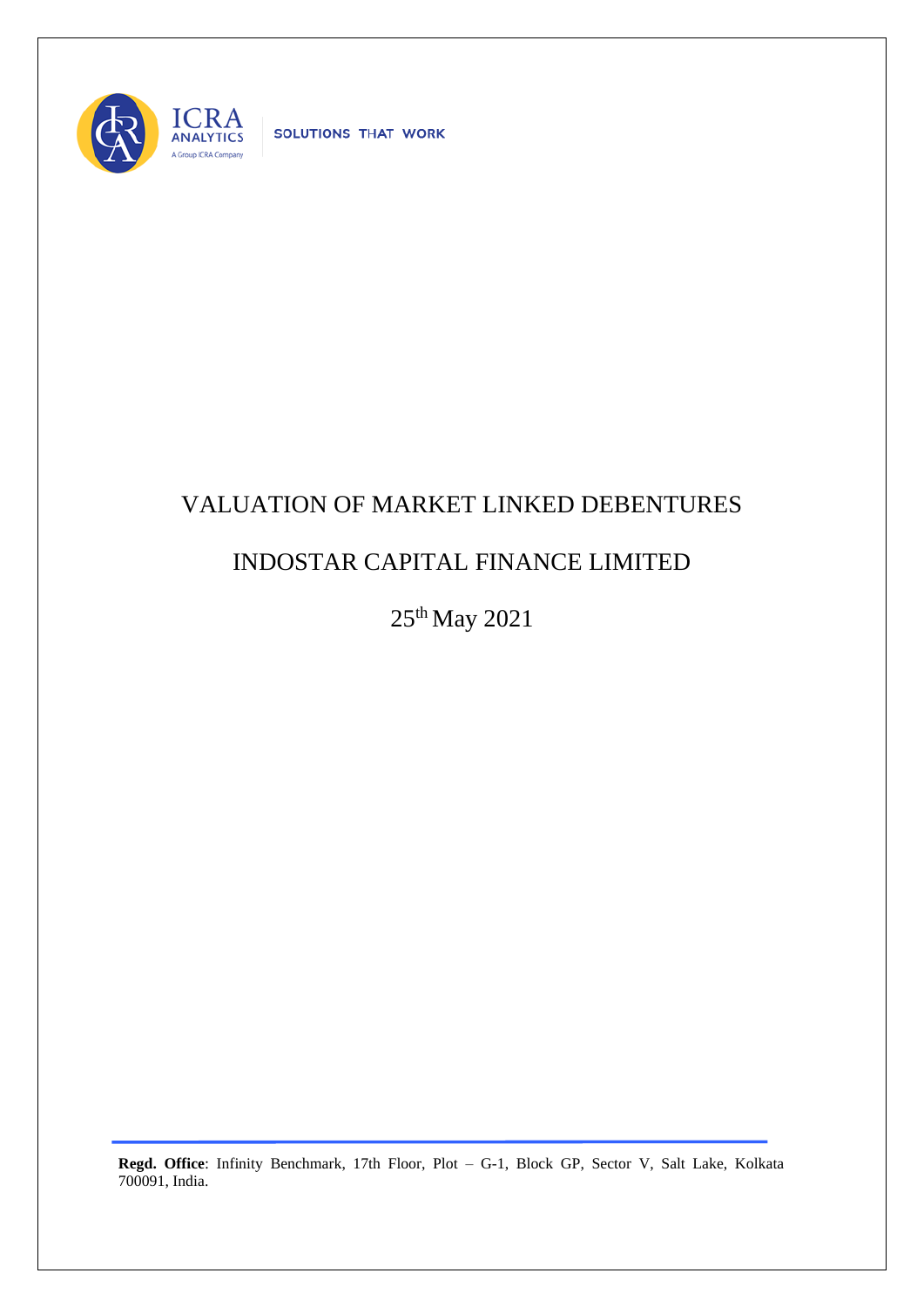# VALUATION OF MARKET LINKED DEBENTURES

# INDOSTAR CAPITAL FINANCE LIMITED

25th May 2021

**Regd. Office**: Infinity Benchmark, 17th Floor, Plot – G-1, Block GP, Sector V, Salt Lake, Kolkata 700091, India.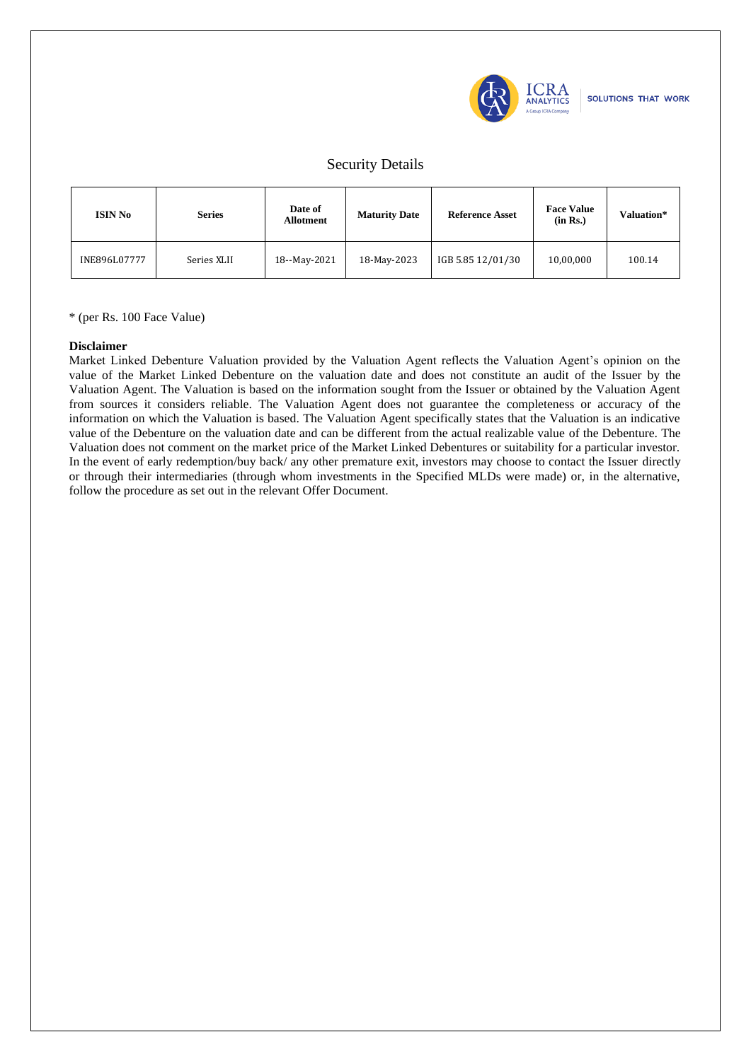## Security Details

| ISIN No | Series | Date of Allotment | Maturity Date | Reference Asset | Face Value (in Rs.) | Valuation* |
|---|---|---|---|---|---|---|
| INE896L07777 | Series XLII | 18--May-2021 | 18-May-2023 | IGB 5.85 12/01/30 | 10,00,000 | 100.14 |

* (per Rs. 100 Face Value)

**Disclaimer**

Market Linked Debenture Valuation provided by the Valuation Agent reflects the Valuation Agent's opinion on the value of the Market Linked Debenture on the valuation date and does not constitute an audit of the Issuer by the Valuation Agent. The Valuation is based on the information sought from the Issuer or obtained by the Valuation Agent from sources it considers reliable. The Valuation Agent does not guarantee the completeness or accuracy of the information on which the Valuation is based. The Valuation Agent specifically states that the Valuation is an indicative value of the Debenture on the valuation date and can be different from the actual realizable value of the Debenture. The Valuation does not comment on the market price of the Market Linked Debentures or suitability for a particular investor. In the event of early redemption/buy back/ any other premature exit, investors may choose to contact the Issuer directly or through their intermediaries (through whom investments in the Specified MLDs were made) or, in the alternative, follow the procedure as set out in the relevant Offer Document.